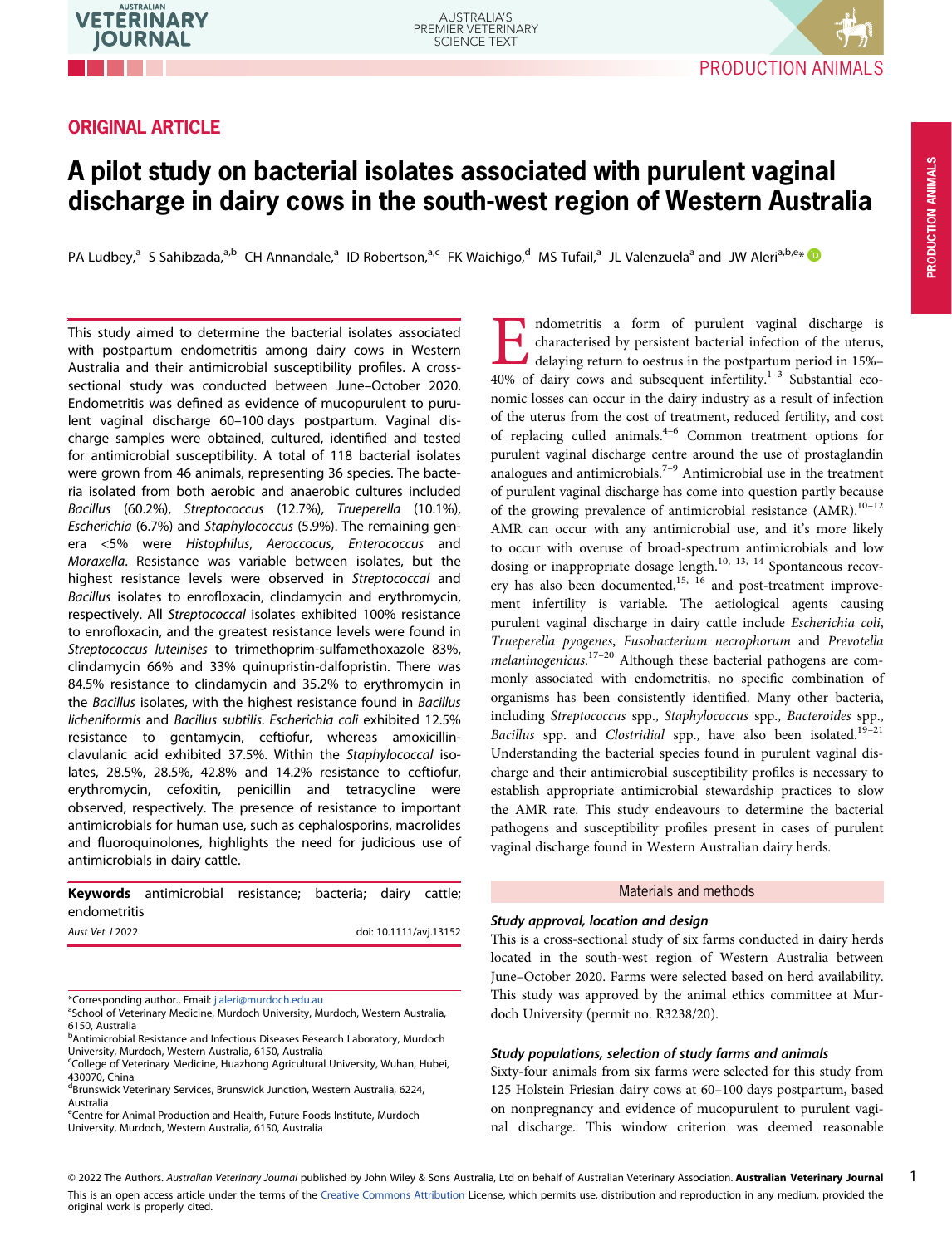ORIGINAL ARTICLE

# A pilot study on bacterial isolates associated with purulent vaginal discharge in dairy cows in the south-west region of Western Australia

PA Ludbey,[a] S Sahibzada,[a,b] CH Annandale,[a] ID Robertson,[a,c] FK Waichigo,[d] MS Tufail,[a] JL Valenzuela[a] and JW Aleri[a,b,e]*

This study aimed to determine the bacterial isolates associated with postpartum endometritis among dairy cows in Western Australia and their antimicrobial susceptibility profiles. A cross-sectional study was conducted between June–October 2020. Endometritis was defined as evidence of mucopurulent to purulent vaginal discharge 60–100 days postpartum. Vaginal discharge samples were obtained, cultured, identified and tested for antimicrobial susceptibility. A total of 118 bacterial isolates were grown from 46 animals, representing 36 species. The bacteria isolated from both aerobic and anaerobic cultures included *Bacillus* (60.2%), *Streptococcus* (12.7%), *Trueperella* (10.1%), *Escherichia* (6.7%) and *Staphylococcus* (5.9%). The remaining genera <5% were *Histophilus*, *Aeroccocus*, *Enterococcus* and *Moraxella*. Resistance was variable between isolates, but the highest resistance levels were observed in *Streptococcal* and *Bacillus* isolates to enrofloxacin, clindamycin and erythromycin, respectively. All *Streptococcal* isolates exhibited 100% resistance to enrofloxacin, and the greatest resistance levels were found in *Streptococcus luteinises* to trimethoprim-sulfamethoxazole 83%, clindamycin 66% and 33% quinupristin-dalfopristin. There was 84.5% resistance to clindamycin and 35.2% to erythromycin in the *Bacillus* isolates, with the highest resistance found in *Bacillus licheniformis* and *Bacillus subtilis*. *Escherichia coli* exhibited 12.5% resistance to gentamycin, ceftiofur, whereas amoxicillin-clavulanic acid exhibited 37.5%. Within the *Staphylococcal* isolates, 28.5%, 28.5%, 42.8% and 14.2% resistance to ceftiofur, erythromycin, cefoxitin, penicillin and tetracycline were observed, respectively. The presence of resistance to important antimicrobials for human use, such as cephalosporins, macrolides and fluoroquinolones, highlights the need for judicious use of antimicrobials in dairy cattle.

**Keywords** antimicrobial resistance; bacteria; dairy cattle; endometritis

*Aust Vet J* 2022 doi: 10.1111/avj.13152

*Corresponding author., Email: j.aleri@murdoch.edu.au
[a]School of Veterinary Medicine, Murdoch University, Murdoch, Western Australia, 6150, Australia
[b]Antimicrobial Resistance and Infectious Diseases Research Laboratory, Murdoch University, Murdoch, Western Australia, 6150, Australia
[c]College of Veterinary Medicine, Huazhong Agricultural University, Wuhan, Hubei, 430070, China
[d]Brunswick Veterinary Services, Brunswick Junction, Western Australia, 6224, Australia
[e]Centre for Animal Production and Health, Future Foods Institute, Murdoch University, Murdoch, Western Australia, 6150, Australia

Endometritis a form of purulent vaginal discharge is characterised by persistent bacterial infection of the uterus, delaying return to oestrus in the postpartum period in 15%–40% of dairy cows and subsequent infertility.[1–3] Substantial economic losses can occur in the dairy industry as a result of infection of the uterus from the cost of treatment, reduced fertility, and cost of replacing culled animals.[4–6] Common treatment options for purulent vaginal discharge centre around the use of prostaglandin analogues and antimicrobials.[7–9] Antimicrobial use in the treatment of purulent vaginal discharge has come into question partly because of the growing prevalence of antimicrobial resistance (AMR).[10–12] AMR can occur with any antimicrobial use, and it's more likely to occur with overuse of broad-spectrum antimicrobials and low dosing or inappropriate dosage length.[10, 13, 14] Spontaneous recovery has also been documented,[15, 16] and post-treatment improvement infertility is variable. The aetiological agents causing purulent vaginal discharge in dairy cattle include *Escherichia coli*, *Trueperella pyogenes*, *Fusobacterium necrophorum* and *Prevotella melaninogenicus*.[17–20] Although these bacterial pathogens are commonly associated with endometritis, no specific combination of organisms has been consistently identified. Many other bacteria, including *Streptococcus* spp., *Staphylococcus* spp., *Bacteroides* spp., *Bacillus* spp. and *Clostridial* spp., have also been isolated.[19–21] Understanding the bacterial species found in purulent vaginal discharge and their antimicrobial susceptibility profiles is necessary to establish appropriate antimicrobial stewardship practices to slow the AMR rate. This study endeavours to determine the bacterial pathogens and susceptibility profiles present in cases of purulent vaginal discharge found in Western Australian dairy herds.

## Materials and methods

### Study approval, location and design

This is a cross-sectional study of six farms conducted in dairy herds located in the south-west region of Western Australia between June–October 2020. Farms were selected based on herd availability. This study was approved by the animal ethics committee at Murdoch University (permit no. R3238/20).

### Study populations, selection of study farms and animals

Sixty-four animals from six farms were selected for this study from 125 Holstein Friesian dairy cows at 60–100 days postpartum, based on nonpregnancy and evidence of mucopurulent to purulent vaginal discharge. This window criterion was deemed reasonable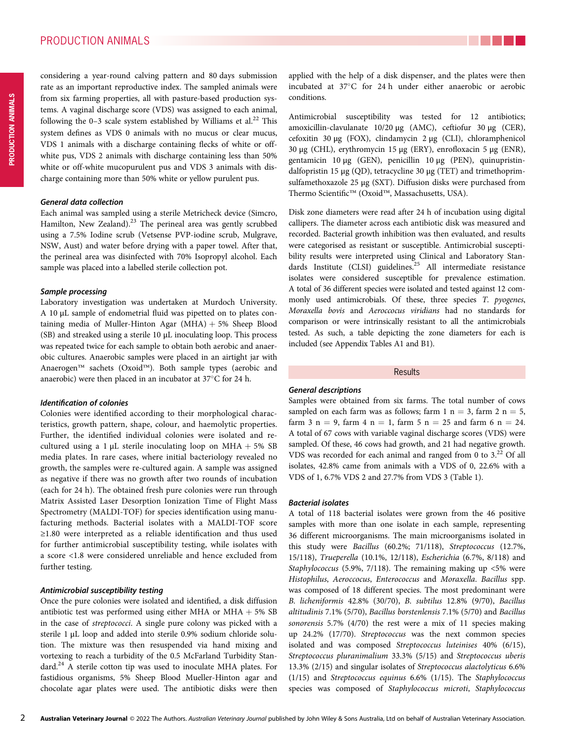considering a year-round calving pattern and 80 days submission rate as an important reproductive index. The sampled animals were from six farming properties, all with pasture-based production systems. A vaginal discharge score (VDS) was assigned to each animal, following the 0–3 scale system established by Williams et al.[22] This system defines as VDS 0 animals with no mucus or clear mucus, VDS 1 animals with a discharge containing flecks of white or off-white pus, VDS 2 animals with discharge containing less than 50% white or off-white mucopurulent pus and VDS 3 animals with discharge containing more than 50% white or yellow purulent pus.

#### General data collection

Each animal was sampled using a sterile Metricheck device (Simcro, Hamilton, New Zealand).[23] The perineal area was gently scrubbed using a 7.5% Iodine scrub (Vetsense PVP-iodine scrub, Mulgrave, NSW, Aust) and water before drying with a paper towel. After that, the perineal area was disinfected with 70% Isopropyl alcohol. Each sample was placed into a labelled sterile collection pot.

#### Sample processing

Laboratory investigation was undertaken at Murdoch University. A 10 μL sample of endometrial fluid was pipetted on to plates containing media of Muller-Hinton Agar (MHA) + 5% Sheep Blood (SB) and streaked using a sterile 10 μL inoculating loop. This process was repeated twice for each sample to obtain both aerobic and anaerobic cultures. Anaerobic samples were placed in an airtight jar with Anaerogen™ sachets (Oxoid™). Both sample types (aerobic and anaerobic) were then placed in an incubator at 37°C for 24 h.

#### Identification of colonies

Colonies were identified according to their morphological characteristics, growth pattern, shape, colour, and haemolytic properties. Further, the identified individual colonies were isolated and re-cultured using a 1 μL sterile inoculating loop on MHA + 5% SB media plates. In rare cases, where initial bacteriology revealed no growth, the samples were re-cultured again. A sample was assigned as negative if there was no growth after two rounds of incubation (each for 24 h). The obtained fresh pure colonies were run through Matrix Assisted Laser Desorption Ionization Time of Flight Mass Spectrometry (MALDI-TOF) for species identification using manufacturing methods. Bacterial isolates with a MALDI-TOF score ≥1.80 were interpreted as a reliable identification and thus used for further antimicrobial susceptibility testing, while isolates with a score <1.8 were considered unreliable and hence excluded from further testing.

#### Antimicrobial susceptibility testing

Once the pure colonies were isolated and identified, a disk diffusion antibiotic test was performed using either MHA or MHA + 5% SB in the case of *streptococci*. A single pure colony was picked with a sterile 1 μL loop and added into sterile 0.9% sodium chloride solution. The mixture was then resuspended via hand mixing and vortexing to reach a turbidity of the 0.5 McFarland Turbidity Standard.[24] A sterile cotton tip was used to inoculate MHA plates. For fastidious organisms, 5% Sheep Blood Mueller-Hinton agar and chocolate agar plates were used. The antibiotic disks were then applied with the help of a disk dispenser, and the plates were then incubated at 37°C for 24 h under either anaerobic or aerobic conditions.

Antimicrobial susceptibility was tested for 12 antibiotics; amoxicillin-clavulanate 10/20 μg (AMC), ceftiofur 30 μg (CER), cefoxitin 30 μg (FOX), clindamycin 2 μg (CLI), chloramphenicol 30 μg (CHL), erythromycin 15 μg (ERY), enrofloxacin 5 μg (ENR), gentamicin 10 μg (GEN), penicillin 10 μg (PEN), quinupristin-dalfopristin 15 μg (QD), tetracycline 30 μg (TET) and trimethoprim-sulfamethoxazole 25 μg (SXT). Diffusion disks were purchased from Thermo Scientific™ (Oxoid™, Massachusetts, USA).

Disk zone diameters were read after 24 h of incubation using digital callipers. The diameter across each antibiotic disk was measured and recorded. Bacterial growth inhibition was then evaluated, and results were categorised as resistant or susceptible. Antimicrobial susceptibility results were interpreted using Clinical and Laboratory Standards Institute (CLSI) guidelines.[25] All intermediate resistance isolates were considered susceptible for prevalence estimation. A total of 36 different species were isolated and tested against 12 commonly used antimicrobials. Of these, three species *T. pyogenes*, *Moraxella bovis* and *Aerococcus viridians* had no standards for comparison or were intrinsically resistant to all the antimicrobials tested. As such, a table depicting the zone diameters for each is included (see Appendix Tables A1 and B1).

## Results

#### General descriptions

Samples were obtained from six farms. The total number of cows sampled on each farm was as follows; farm 1 n = 3, farm 2 n = 5, farm 3 n = 9, farm 4 n = 1, farm 5 n = 25 and farm 6 n = 24. A total of 67 cows with variable vaginal discharge scores (VDS) were sampled. Of these, 46 cows had growth, and 21 had negative growth. VDS was recorded for each animal and ranged from 0 to 3.[22] Of all isolates, 42.8% came from animals with a VDS of 0, 22.6% with a VDS of 1, 6.7% VDS 2 and 27.7% from VDS 3 (Table 1).

#### Bacterial isolates

A total of 118 bacterial isolates were grown from the 46 positive samples with more than one isolate in each sample, representing 36 different microorganisms. The main microorganisms isolated in this study were *Bacillus* (60.2%; 71/118), *Streptococcus* (12.7%, 15/118), *Trueperella* (10.1%, 12/118), *Escherichia* (6.7%, 8/118) and *Staphylococcus* (5.9%, 7/118). The remaining making up <5% were *Histophilus*, *Aeroccocus*, *Enterococcus* and *Moraxella*. *Bacillus* spp. was composed of 18 different species. The most predominant were *B. licheniformis* 42.8% (30/70), *B. subtilus* 12.8% (9/70), *Bacillus altitudinis* 7.1% (5/70), *Bacillus borstenlensis* 7.1% (5/70) and *Bacillus sonorensis* 5.7% (4/70) the rest were a mix of 11 species making up 24.2% (17/70). *Streptococcus* was the next common species isolated and was composed *Streptococcus luteinises* 40% (6/15), *Streptococcus pluranimalium* 33.3% (5/15) and *Streptococcus uberis* 13.3% (2/15) and singular isolates of *Streptococcus alactolyticus* 6.6% (1/15) and *Streptococcus equinus* 6.6% (1/15). The *Staphylococcus* species was composed of *Staphylococcus microti*, *Staphylococcus*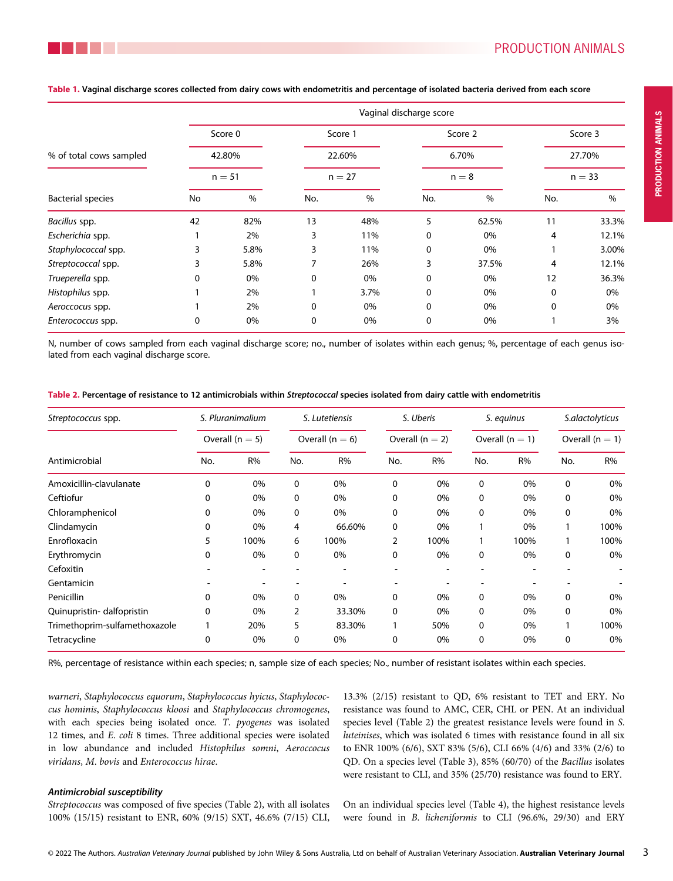**Table 1. Vaginal discharge scores collected from dairy cows with endometritis and percentage of isolated bacteria derived from each score**

| | Vaginal discharge score | | | | | | | |
|---|---|---|---|---|---|---|---|---|
| | Score 0 | | Score 1 | | Score 2 | | Score 3 | |
| % of total cows sampled | 42.80% | | 22.60% | | 6.70% | | 27.70% | |
| | n = 51 | | n = 27 | | n = 8 | | n = 33 | |
| Bacterial species | No | % | No. | % | No. | % | No. | % |
| *Bacillus* spp. | 42 | 82% | 13 | 48% | 5 | 62.5% | 11 | 33.3% |
| *Escherichia* spp. | 1 | 2% | 3 | 11% | 0 | 0% | 4 | 12.1% |
| *Staphylococcal* spp. | 3 | 5.8% | 3 | 11% | 0 | 0% | 1 | 3.00% |
| *Streptococcal* spp. | 3 | 5.8% | 7 | 26% | 3 | 37.5% | 4 | 12.1% |
| *Trueperella* spp. | 0 | 0% | 0 | 0% | 0 | 0% | 12 | 36.3% |
| *Histophilus* spp. | 1 | 2% | 1 | 3.7% | 0 | 0% | 0 | 0% |
| *Aeroccocus* spp. | 1 | 2% | 0 | 0% | 0 | 0% | 0 | 0% |
| *Enterococcus* spp. | 0 | 0% | 0 | 0% | 0 | 0% | 1 | 3% |

N, number of cows sampled from each vaginal discharge score; no., number of isolates within each genus; %, percentage of each genus isolated from each vaginal discharge score.

**Table 2. Percentage of resistance to 12 antimicrobials within *Streptococcal* species isolated from dairy cattle with endometritis**

| *Streptococcus* spp. | *S. Pluranimalium* | | *S. Lutetiensis* | | *S. Uberis* | | *S. equinus* | | *S.alactolyticus* | |
|---|---|---|---|---|---|---|---|---|---|---|
| | Overall (n = 5) | | Overall (n = 6) | | Overall (n = 2) | | Overall (n = 1) | | Overall (n = 1) | |
| Antimicrobial | No. | R% | No. | R% | No. | R% | No. | R% | No. | R% |
| Amoxicillin-clavulanate | 0 | 0% | 0 | 0% | 0 | 0% | 0 | 0% | 0 | 0% |
| Ceftiofur | 0 | 0% | 0 | 0% | 0 | 0% | 0 | 0% | 0 | 0% |
| Chloramphenicol | 0 | 0% | 0 | 0% | 0 | 0% | 0 | 0% | 0 | 0% |
| Clindamycin | 0 | 0% | 4 | 66.60% | 0 | 0% | 1 | 0% | 1 | 100% |
| Enrofloxacin | 5 | 100% | 6 | 100% | 2 | 100% | 1 | 100% | 1 | 100% |
| Erythromycin | 0 | 0% | 0 | 0% | 0 | 0% | 0 | 0% | 0 | 0% |
| Cefoxitin | - | - | - | - | - | - | - | - | - | - |
| Gentamicin | - | - | - | - | - | - | - | - | - | - |
| Penicillin | 0 | 0% | 0 | 0% | 0 | 0% | 0 | 0% | 0 | 0% |
| Quinupristin- dalfopristin | 0 | 0% | 2 | 33.30% | 0 | 0% | 0 | 0% | 0 | 0% |
| Trimethoprim-sulfamethoxazole | 1 | 20% | 5 | 83.30% | 1 | 50% | 0 | 0% | 1 | 100% |
| Tetracycline | 0 | 0% | 0 | 0% | 0 | 0% | 0 | 0% | 0 | 0% |

R%, percentage of resistance within each species; n, sample size of each species; No., number of resistant isolates within each species.

*warneri*, *Staphylococcus equorum*, *Staphylococcus hyicus*, *Staphylococcus hominis*, *Staphylococcus kloosi* and *Staphylococcus chromogenes*, with each species being isolated once. *T. pyogenes* was isolated 12 times, and *E. coli* 8 times. Three additional species were isolated in low abundance and included *Histophilus somni*, *Aeroccocus viridans*, *M. bovis* and *Enterococcus hirae*.

#### *Antimicrobial susceptibility*

*Streptococcus* was composed of five species (Table 2), with all isolates 100% (15/15) resistant to ENR, 60% (9/15) SXT, 46.6% (7/15) CLI, 13.3% (2/15) resistant to QD, 6% resistant to TET and ERY. No resistance was found to AMC, CER, CHL or PEN. At an individual species level (Table 2) the greatest resistance levels were found in *S. luteinises*, which was isolated 6 times with resistance found in all six to ENR 100% (6/6), SXT 83% (5/6), CLI 66% (4/6) and 33% (2/6) to QD. On a species level (Table 3), 85% (60/70) of the *Bacillus* isolates were resistant to CLI, and 35% (25/70) resistance was found to ERY.

On an individual species level (Table 4), the highest resistance levels were found in *B. licheniformis* to CLI (96.6%, 29/30) and ERY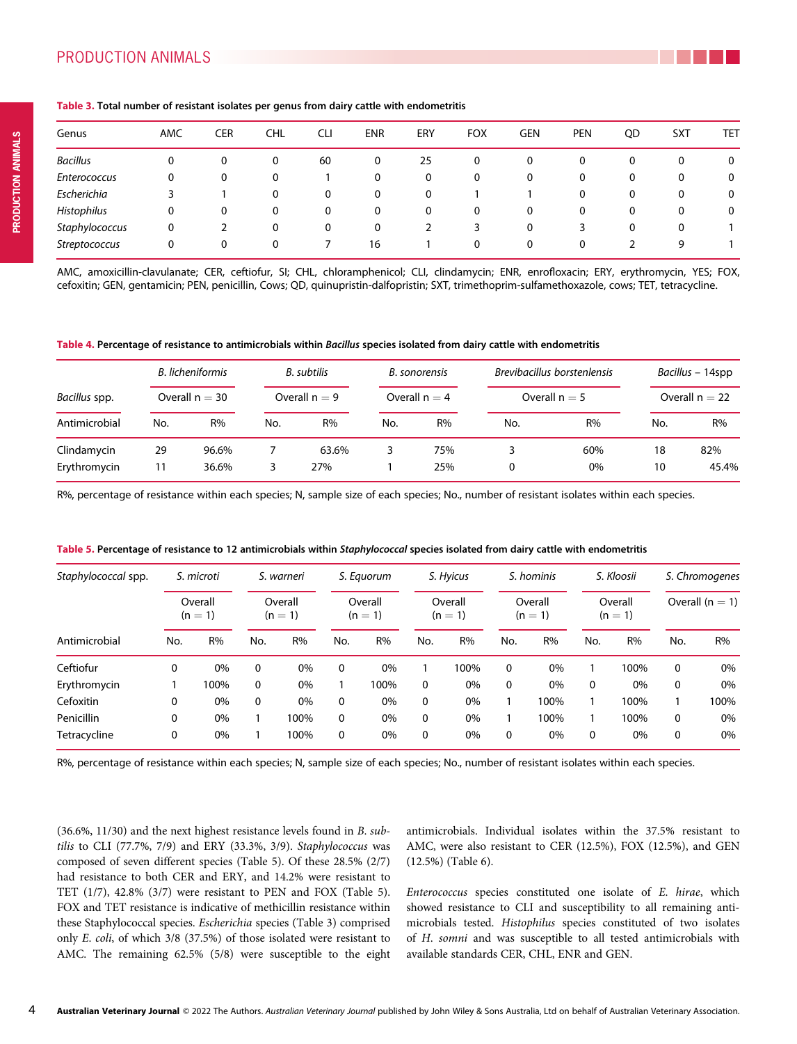**Table 3.** Total number of resistant isolates per genus from dairy cattle with endometritis

| Genus | AMC | CER | CHL | CLI | ENR | ERY | FOX | GEN | PEN | QD | SXT | TET |
|---|---|---|---|---|---|---|---|---|---|---|---|---|
| *Bacillus* | 0 | 0 | 0 | 60 | 0 | 25 | 0 | 0 | 0 | 0 | 0 | 0 |
| *Enterococcus* | 0 | 0 | 0 | 1 | 0 | 0 | 0 | 0 | 0 | 0 | 0 | 0 |
| *Escherichia* | 3 | 1 | 0 | 0 | 0 | 0 | 1 | 1 | 0 | 0 | 0 | 0 |
| *Histophilus* | 0 | 0 | 0 | 0 | 0 | 0 | 0 | 0 | 0 | 0 | 0 | 0 |
| *Staphylococcus* | 0 | 2 | 0 | 0 | 0 | 2 | 3 | 0 | 3 | 0 | 0 | 1 |
| *Streptococcus* | 0 | 0 | 0 | 7 | 16 | 1 | 0 | 0 | 0 | 2 | 9 | 1 |

AMC, amoxicillin-clavulanate; CER, ceftiofur, SI; CHL, chloramphenicol; CLI, clindamycin; ENR, enrofloxacin; ERY, erythromycin, YES; FOX, cefoxitin; GEN, gentamicin; PEN, penicillin, Cows; QD, quinupristin-dalfopristin; SXT, trimethoprim-sulfamethoxazole, cows; TET, tetracycline.

**Table 4.** Percentage of resistance to antimicrobials within *Bacillus* species isolated from dairy cattle with endometritis

| | *B. licheniformis* | | *B. subtilis* | | *B. sonorensis* | | *Brevibacillus borstenlensis* | | *Bacillus* – 14spp | |
|---|---|---|---|---|---|---|---|---|---|---|
| *Bacillus* spp. | Overall n = 30 | | Overall n = 9 | | Overall n = 4 | | Overall n = 5 | | Overall n = 22 | |
| Antimicrobial | No. | R% | No. | R% | No. | R% | No. | R% | No. | R% |
| Clindamycin | 29 | 96.6% | 7 | 63.6% | 3 | 75% | 3 | 60% | 18 | 82% |
| Erythromycin | 11 | 36.6% | 3 | 27% | 1 | 25% | 0 | 0% | 10 | 45.4% |

R%, percentage of resistance within each species; N, sample size of each species; No., number of resistant isolates within each species.

**Table 5.** Percentage of resistance to 12 antimicrobials within *Staphylococcal* species isolated from dairy cattle with endometritis

| *Staphylococcal* spp. | *S. microti* | | *S. warneri* | | *S. Equorum* | | *S. Hyicus* | | *S. hominis* | | *S. Kloosii* | | *S. Chromogenes* | |
|---|---|---|---|---|---|---|---|---|---|---|---|---|---|---|
| | Overall (n = 1) | | Overall (n = 1) | | Overall (n = 1) | | Overall (n = 1) | | Overall (n = 1) | | Overall (n = 1) | | Overall (n = 1) | |
| Antimicrobial | No. | R% | No. | R% | No. | R% | No. | R% | No. | R% | No. | R% | No. | R% |
| Ceftiofur | 0 | 0% | 0 | 0% | 0 | 0% | 1 | 100% | 0 | 0% | 1 | 100% | 0 | 0% |
| Erythromycin | 1 | 100% | 0 | 0% | 1 | 100% | 0 | 0% | 0 | 0% | 0 | 0% | 0 | 0% |
| Cefoxitin | 0 | 0% | 0 | 0% | 0 | 0% | 0 | 0% | 1 | 100% | 1 | 100% | 1 | 100% |
| Penicillin | 0 | 0% | 1 | 100% | 0 | 0% | 0 | 0% | 1 | 100% | 1 | 100% | 0 | 0% |
| Tetracycline | 0 | 0% | 1 | 100% | 0 | 0% | 0 | 0% | 0 | 0% | 0 | 0% | 0 | 0% |

R%, percentage of resistance within each species; N, sample size of each species; No., number of resistant isolates within each species.

(36.6%, 11/30) and the next highest resistance levels found in *B. subtilis* to CLI (77.7%, 7/9) and ERY (33.3%, 3/9). *Staphylococcus* was composed of seven different species (Table 5). Of these 28.5% (2/7) had resistance to both CER and ERY, and 14.2% were resistant to TET (1/7), 42.8% (3/7) were resistant to PEN and FOX (Table 5). FOX and TET resistance is indicative of methicillin resistance within these Staphylococcal species. *Escherichia* species (Table 3) comprised only *E. coli*, of which 3/8 (37.5%) of those isolated were resistant to AMC. The remaining 62.5% (5/8) were susceptible to the eight antimicrobials. Individual isolates within the 37.5% resistant to AMC, were also resistant to CER (12.5%), FOX (12.5%), and GEN (12.5%) (Table 6).

*Enterococcus* species constituted one isolate of *E. hirae*, which showed resistance to CLI and susceptibility to all remaining antimicrobials tested. *Histophilus* species constituted of two isolates of *H. somni* and was susceptible to all tested antimicrobials with available standards CER, CHL, ENR and GEN.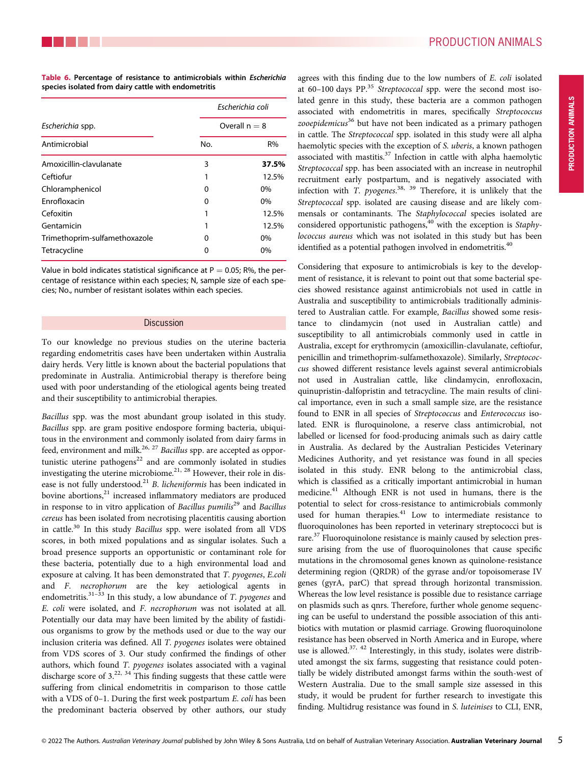**Table 6. Percentage of resistance to antimicrobials within *Escherichia* species isolated from dairy cattle with endometritis**

| *Escherichia* spp. | *Escherichia coli* | |
|---|---|---|
| | Overall n = 8 | |
| Antimicrobial | No. | R% |
| Amoxicillin-clavulanate | 3 | **37.5%** |
| Ceftiofur | 1 | 12.5% |
| Chloramphenicol | 0 | 0% |
| Enrofloxacin | 0 | 0% |
| Cefoxitin | 1 | 12.5% |
| Gentamicin | 1 | 12.5% |
| Trimethoprim-sulfamethoxazole | 0 | 0% |
| Tetracycline | 0 | 0% |

Value in bold indicates statistical significance at P = 0.05; R%, the percentage of resistance within each species; N, sample size of each species; No., number of resistant isolates within each species.

## Discussion

To our knowledge no previous studies on the uterine bacteria regarding endometritis cases have been undertaken within Australia dairy herds. Very little is known about the bacterial populations that predominate in Australia. Antimicrobial therapy is therefore being used with poor understanding of the etiological agents being treated and their susceptibility to antimicrobial therapies.

*Bacillus* spp. was the most abundant group isolated in this study. *Bacillus* spp. are gram positive endospore forming bacteria, ubiquitous in the environment and commonly isolated from dairy farms in feed, environment and milk.[26, 27] *Bacillus* spp. are accepted as opportunistic uterine pathogens[22] and are commonly isolated in studies investigating the uterine microbiome.[21, 28] However, their role in disease is not fully understood.[21] *B. licheniformis* has been indicated in bovine abortions,[21] increased inflammatory mediators are produced in response to in vitro application of *Bacillus pumilis*[29] and *Bacillus cereus* has been isolated from necrotising placentitis causing abortion in cattle.[30] In this study *Bacillus* spp. were isolated from all VDS scores, in both mixed populations and as singular isolates. Such a broad presence supports an opportunistic or contaminant role for these bacteria, potentially due to a high environmental load and exposure at calving. It has been demonstrated that *T. pyogenes*, *E.coli* and *F. necrophorum* are the key aetiological agents in endometritis.[31–33] In this study, a low abundance of *T. pyogenes* and *E. coli* were isolated, and *F. necrophorum* was not isolated at all. Potentially our data may have been limited by the ability of fastidious organisms to grow by the methods used or due to the way our inclusion criteria was defined. All *T. pyogenes* isolates were obtained from VDS scores of 3. Our study confirmed the findings of other authors, which found *T. pyogenes* isolates associated with a vaginal discharge score of 3.[22, 34] This finding suggests that these cattle were suffering from clinical endometritis in comparison to those cattle with a VDS of 0–1. During the first week postpartum *E. coli* has been the predominant bacteria observed by other authors, our study agrees with this finding due to the low numbers of *E. coli* isolated at 60–100 days PP.[35] *Streptococcal* spp. were the second most isolated genre in this study, these bacteria are a common pathogen associated with endometritis in mares, specifically *Streptococcus zooepidemicus*[36] but have not been indicated as a primary pathogen in cattle. The *Streptococcal* spp. isolated in this study were all alpha haemolytic species with the exception of *S. uberis*, a known pathogen associated with mastitis.[37] Infection in cattle with alpha haemolytic *Streptococcal* spp. has been associated with an increase in neutrophil recruitment early postpartum, and is negatively associated with infection with *T. pyogenes*.[38, 39] Therefore, it is unlikely that the *Streptococcal* spp. isolated are causing disease and are likely commensals or contaminants. The *Staphylococcal* species isolated are considered opportunistic pathogens,[40] with the exception is *Staphylococcus aureus* which was not isolated in this study but has been identified as a potential pathogen involved in endometritis.[40]

Considering that exposure to antimicrobials is key to the development of resistance, it is relevant to point out that some bacterial species showed resistance against antimicrobials not used in cattle in Australia and susceptibility to antimicrobials traditionally administered to Australian cattle. For example, *Bacillus* showed some resistance to clindamycin (not used in Australian cattle) and susceptibility to all antimicrobials commonly used in cattle in Australia, except for erythromycin (amoxicillin-clavulanate, ceftiofur, penicillin and trimethoprim-sulfamethoxazole). Similarly, *Streptococcus* showed different resistance levels against several antimicrobials not used in Australian cattle, like clindamycin, enrofloxacin, quinupristin-dalfopristin and tetracycline. The main results of clinical importance, even in such a small sample size, are the resistance found to ENR in all species of *Streptococcus* and *Enterococcus* isolated. ENR is fluroquinolone, a reserve class antimicrobial, not labelled or licensed for food-producing animals such as dairy cattle in Australia. As declared by the Australian Pesticides Veterinary Medicines Authority, and yet resistance was found in all species isolated in this study. ENR belong to the antimicrobial class, which is classified as a critically important antimicrobial in human medicine.[41] Although ENR is not used in humans, there is the potential to select for cross-resistance to antimicrobials commonly used for human therapies.[41] Low to intermediate resistance to fluoroquinolones has been reported in veterinary streptococci but is rare.[37] Fluoroquinolone resistance is mainly caused by selection pressure arising from the use of fluoroquinolones that cause specific mutations in the chromosomal genes known as quinolone-resistance determining region (QRDR) of the gyrase and/or topoisomerase IV genes (gyrA, parC) that spread through horizontal transmission. Whereas the low level resistance is possible due to resistance carriage on plasmids such as qnrs. Therefore, further whole genome sequencing can be useful to understand the possible association of this antibiotics with mutation or plasmid carriage. Growing fluoroquinolone resistance has been observed in North America and in Europe, where use is allowed.[37, 42] Interestingly, in this study, isolates were distributed amongst the six farms, suggesting that resistance could potentially be widely distributed amongst farms within the south-west of Western Australia. Due to the small sample size assessed in this study, it would be prudent for further research to investigate this finding. Multidrug resistance was found in *S. luteinises* to CLI, ENR,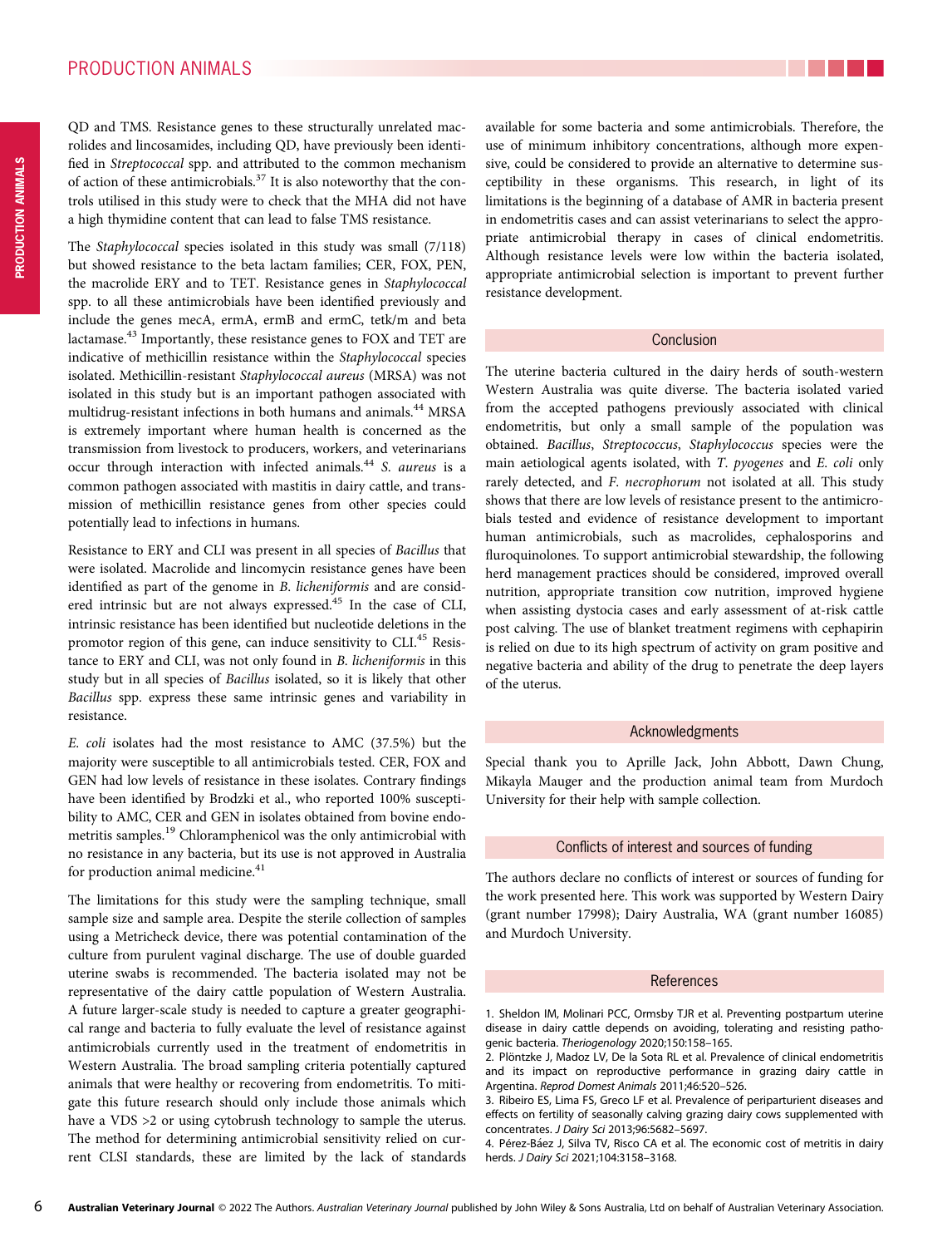QD and TMS. Resistance genes to these structurally unrelated macrolides and lincosamides, including QD, have previously been identified in *Streptococcal* spp. and attributed to the common mechanism of action of these antimicrobials.[37] It is also noteworthy that the controls utilised in this study were to check that the MHA did not have a high thymidine content that can lead to false TMS resistance.

The *Staphylococcal* species isolated in this study was small (7/118) but showed resistance to the beta lactam families; CER, FOX, PEN, the macrolide ERY and to TET. Resistance genes in *Staphylococcal* spp. to all these antimicrobials have been identified previously and include the genes mecA, ermA, ermB and ermC, tetk/m and beta lactamase.[43] Importantly, these resistance genes to FOX and TET are indicative of methicillin resistance within the *Staphylococcal* species isolated. Methicillin-resistant *Staphylococcal aureus* (MRSA) was not isolated in this study but is an important pathogen associated with multidrug-resistant infections in both humans and animals.[44] MRSA is extremely important where human health is concerned as the transmission from livestock to producers, workers, and veterinarians occur through interaction with infected animals.[44] *S. aureus* is a common pathogen associated with mastitis in dairy cattle, and transmission of methicillin resistance genes from other species could potentially lead to infections in humans.

Resistance to ERY and CLI was present in all species of *Bacillus* that were isolated. Macrolide and lincomycin resistance genes have been identified as part of the genome in *B. licheniformis* and are considered intrinsic but are not always expressed.[45] In the case of CLI, intrinsic resistance has been identified but nucleotide deletions in the promotor region of this gene, can induce sensitivity to CLI.[45] Resistance to ERY and CLI, was not only found in *B. licheniformis* in this study but in all species of *Bacillus* isolated, so it is likely that other *Bacillus* spp. express these same intrinsic genes and variability in resistance.

*E. coli* isolates had the most resistance to AMC (37.5%) but the majority were susceptible to all antimicrobials tested. CER, FOX and GEN had low levels of resistance in these isolates. Contrary findings have been identified by Brodzki et al., who reported 100% susceptibility to AMC, CER and GEN in isolates obtained from bovine endometritis samples.[19] Chloramphenicol was the only antimicrobial with no resistance in any bacteria, but its use is not approved in Australia for production animal medicine.[41]

The limitations for this study were the sampling technique, small sample size and sample area. Despite the sterile collection of samples using a Metricheck device, there was potential contamination of the culture from purulent vaginal discharge. The use of double guarded uterine swabs is recommended. The bacteria isolated may not be representative of the dairy cattle population of Western Australia. A future larger-scale study is needed to capture a greater geographical range and bacteria to fully evaluate the level of resistance against antimicrobials currently used in the treatment of endometritis in Western Australia. The broad sampling criteria potentially captured animals that were healthy or recovering from endometritis. To mitigate this future research should only include those animals which have a VDS >2 or using cytobrush technology to sample the uterus. The method for determining antimicrobial sensitivity relied on current CLSI standards, these are limited by the lack of standards available for some bacteria and some antimicrobials. Therefore, the use of minimum inhibitory concentrations, although more expensive, could be considered to provide an alternative to determine susceptibility in these organisms. This research, in light of its limitations is the beginning of a database of AMR in bacteria present in endometritis cases and can assist veterinarians to select the appropriate antimicrobial therapy in cases of clinical endometritis. Although resistance levels were low within the bacteria isolated, appropriate antimicrobial selection is important to prevent further resistance development.

## Conclusion

The uterine bacteria cultured in the dairy herds of south-western Western Australia was quite diverse. The bacteria isolated varied from the accepted pathogens previously associated with clinical endometritis, but only a small sample of the population was obtained. *Bacillus*, *Streptococcus*, *Staphylococcus* species were the main aetiological agents isolated, with *T. pyogenes* and *E. coli* only rarely detected, and *F. necrophorum* not isolated at all. This study shows that there are low levels of resistance present to the antimicrobials tested and evidence of resistance development to important human antimicrobials, such as macrolides, cephalosporins and fluroquinolones. To support antimicrobial stewardship, the following herd management practices should be considered, improved overall nutrition, appropriate transition cow nutrition, improved hygiene when assisting dystocia cases and early assessment of at-risk cattle post calving. The use of blanket treatment regimens with cephapirin is relied on due to its high spectrum of activity on gram positive and negative bacteria and ability of the drug to penetrate the deep layers of the uterus.

## Acknowledgments

Special thank you to Aprille Jack, John Abbott, Dawn Chung, Mikayla Mauger and the production animal team from Murdoch University for their help with sample collection.

## Conflicts of interest and sources of funding

The authors declare no conflicts of interest or sources of funding for the work presented here. This work was supported by Western Dairy (grant number 17998); Dairy Australia, WA (grant number 16085) and Murdoch University.

## References

1. Sheldon IM, Molinari PCC, Ormsby TJR et al. Preventing postpartum uterine disease in dairy cattle depends on avoiding, tolerating and resisting pathogenic bacteria. *Theriogenology* 2020;150:158–165.
2. Plöntzke J, Madoz LV, De la Sota RL et al. Prevalence of clinical endometritis and its impact on reproductive performance in grazing dairy cattle in Argentina. *Reprod Domest Animals* 2011;46:520–526.
3. Ribeiro ES, Lima FS, Greco LF et al. Prevalence of periparturient diseases and effects on fertility of seasonally calving grazing dairy cows supplemented with concentrates. *J Dairy Sci* 2013;96:5682–5697.
4. Pérez-Báez J, Silva TV, Risco CA et al. The economic cost of metritis in dairy herds. *J Dairy Sci* 2021;104:3158–3168.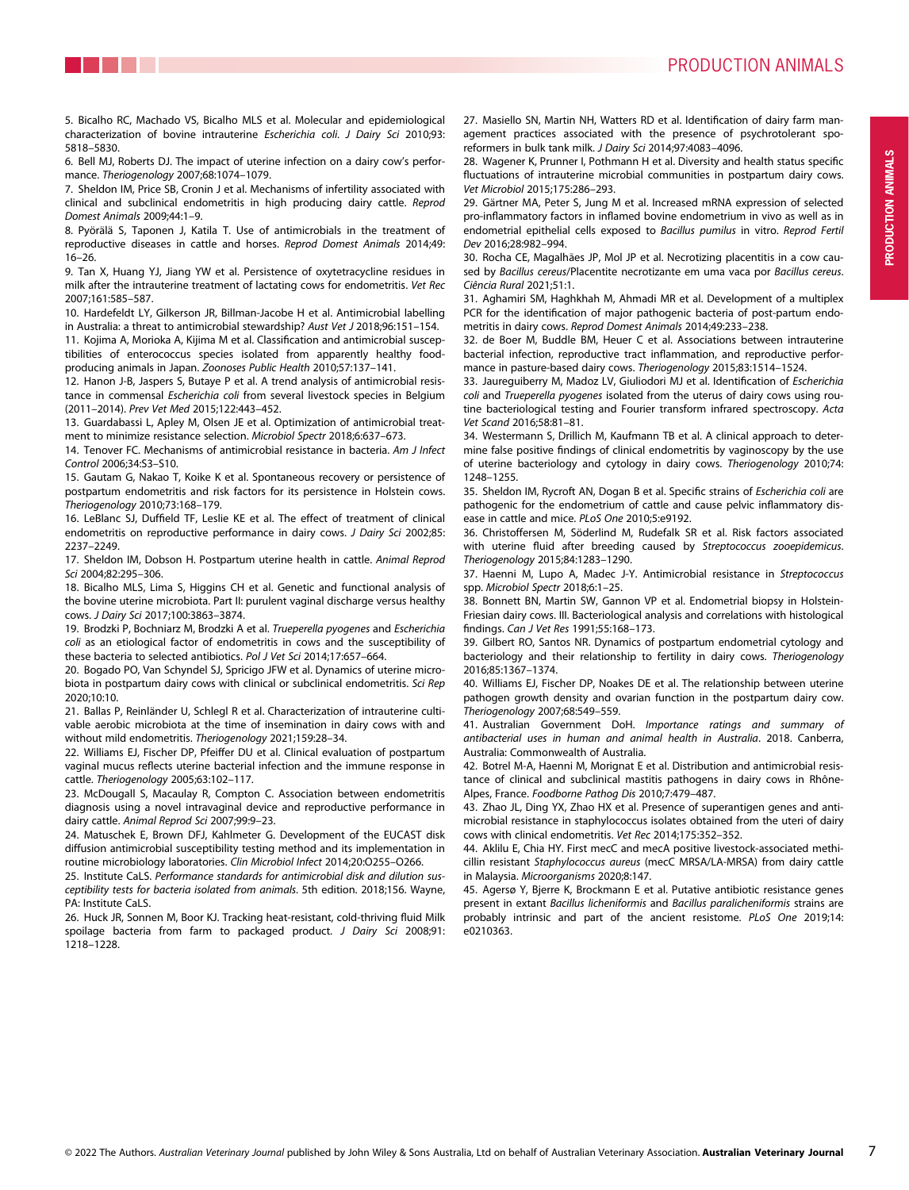5. Bicalho RC, Machado VS, Bicalho MLS et al. Molecular and epidemiological characterization of bovine intrauterine *Escherichia coli*. *J Dairy Sci* 2010;93: 5818–5830.

6. Bell MJ, Roberts DJ. The impact of uterine infection on a dairy cow's performance. *Theriogenology* 2007;68:1074–1079.

7. Sheldon IM, Price SB, Cronin J et al. Mechanisms of infertility associated with clinical and subclinical endometritis in high producing dairy cattle. *Reprod Domest Animals* 2009;44:1–9.

8. Pyörälä S, Taponen J, Katila T. Use of antimicrobials in the treatment of reproductive diseases in cattle and horses. *Reprod Domest Animals* 2014;49: 16–26.

9. Tan X, Huang YJ, Jiang YW et al. Persistence of oxytetracycline residues in milk after the intrauterine treatment of lactating cows for endometritis. *Vet Rec* 2007;161:585–587.

10. Hardefeldt LY, Gilkerson JR, Billman-Jacobe H et al. Antimicrobial labelling in Australia: a threat to antimicrobial stewardship? *Aust Vet J* 2018;96:151–154.

11. Kojima A, Morioka A, Kijima M et al. Classification and antimicrobial susceptibilities of enterococcus species isolated from apparently healthy food-producing animals in Japan. *Zoonoses Public Health* 2010;57:137–141.

12. Hanon J-B, Jaspers S, Butaye P et al. A trend analysis of antimicrobial resistance in commensal *Escherichia coli* from several livestock species in Belgium (2011–2014). *Prev Vet Med* 2015;122:443–452.

13. Guardabassi L, Apley M, Olsen JE et al. Optimization of antimicrobial treatment to minimize resistance selection. *Microbiol Spectr* 2018;6:637–673.

14. Tenover FC. Mechanisms of antimicrobial resistance in bacteria. *Am J Infect Control* 2006;34:S3–S10.

15. Gautam G, Nakao T, Koike K et al. Spontaneous recovery or persistence of postpartum endometritis and risk factors for its persistence in Holstein cows. *Theriogenology* 2010;73:168–179.

16. LeBlanc SJ, Duffield TF, Leslie KE et al. The effect of treatment of clinical endometritis on reproductive performance in dairy cows. *J Dairy Sci* 2002;85: 2237–2249.

17. Sheldon IM, Dobson H. Postpartum uterine health in cattle. *Animal Reprod Sci* 2004;82:295–306.

18. Bicalho MLS, Lima S, Higgins CH et al. Genetic and functional analysis of the bovine uterine microbiota. Part II: purulent vaginal discharge versus healthy cows. *J Dairy Sci* 2017;100:3863–3874.

19. Brodzki P, Bochniarz M, Brodzki A et al. *Trueperella pyogenes* and *Escherichia coli* as an etiological factor of endometritis in cows and the susceptibility of these bacteria to selected antibiotics. *Pol J Vet Sci* 2014;17:657–664.

20. Bogado PO, Van Schyndel SJ, Spricigo JFW et al. Dynamics of uterine microbiota in postpartum dairy cows with clinical or subclinical endometritis. *Sci Rep* 2020;10:10.

21. Ballas P, Reinländer U, Schlegl R et al. Characterization of intrauterine cultivable aerobic microbiota at the time of insemination in dairy cows with and without mild endometritis. *Theriogenology* 2021;159:28–34.

22. Williams EJ, Fischer DP, Pfeiffer DU et al. Clinical evaluation of postpartum vaginal mucus reflects uterine bacterial infection and the immune response in cattle. *Theriogenology* 2005;63:102–117.

23. McDougall S, Macaulay R, Compton C. Association between endometritis diagnosis using a novel intravaginal device and reproductive performance in dairy cattle. *Animal Reprod Sci* 2007;99:9–23.

24. Matuschek E, Brown DFJ, Kahlmeter G. Development of the EUCAST disk diffusion antimicrobial susceptibility testing method and its implementation in routine microbiology laboratories. *Clin Microbiol Infect* 2014;20:O255–O266.

25. Institute CaLS. *Performance standards for antimicrobial disk and dilution susceptibility tests for bacteria isolated from animals*. 5th edition. 2018;156. Wayne, PA: Institute CaLS.

26. Huck JR, Sonnen M, Boor KJ. Tracking heat-resistant, cold-thriving fluid Milk spoilage bacteria from farm to packaged product. *J Dairy Sci* 2008;91: 1218–1228.

27. Masiello SN, Martin NH, Watters RD et al. Identification of dairy farm management practices associated with the presence of psychrotolerant sporeformers in bulk tank milk. *J Dairy Sci* 2014;97:4083–4096.

28. Wagener K, Prunner I, Pothmann H et al. Diversity and health status specific fluctuations of intrauterine microbial communities in postpartum dairy cows. *Vet Microbiol* 2015;175:286–293.

29. Gärtner MA, Peter S, Jung M et al. Increased mRNA expression of selected pro-inflammatory factors in inflamed bovine endometrium in vivo as well as in endometrial epithelial cells exposed to *Bacillus pumilus* in vitro. *Reprod Fertil Dev* 2016;28:982–994.

30. Rocha CE, Magalhães JP, Mol JP et al. Necrotizing placentitis in a cow caused by *Bacillus cereus*/Placentite necrotizante em uma vaca por *Bacillus cereus*. *Ciência Rural* 2021;51:1.

31. Aghamiri SM, Haghkhah M, Ahmadi MR et al. Development of a multiplex PCR for the identification of major pathogenic bacteria of post-partum endometritis in dairy cows. *Reprod Domest Animals* 2014;49:233–238.

32. de Boer M, Buddle BM, Heuer C et al. Associations between intrauterine bacterial infection, reproductive tract inflammation, and reproductive performance in pasture-based dairy cows. *Theriogenology* 2015;83:1514–1524.

33. Jaureguiberry M, Madoz LV, Giuliodori MJ et al. Identification of *Escherichia coli* and *Trueperella pyogenes* isolated from the uterus of dairy cows using routine bacteriological testing and Fourier transform infrared spectroscopy. *Acta Vet Scand* 2016;58:81–81.

34. Westermann S, Drillich M, Kaufmann TB et al. A clinical approach to determine false positive findings of clinical endometritis by vaginoscopy by the use of uterine bacteriology and cytology in dairy cows. *Theriogenology* 2010;74: 1248–1255.

35. Sheldon IM, Rycroft AN, Dogan B et al. Specific strains of *Escherichia coli* are pathogenic for the endometrium of cattle and cause pelvic inflammatory disease in cattle and mice. *PLoS One* 2010;5:e9192.

36. Christoffersen M, Söderlind M, Rudefalk SR et al. Risk factors associated with uterine fluid after breeding caused by *Streptococcus zooepidemicus*. *Theriogenology* 2015;84:1283–1290.

37. Haenni M, Lupo A, Madec J-Y. Antimicrobial resistance in *Streptococcus* spp. *Microbiol Spectr* 2018;6:1–25.

38. Bonnett BN, Martin SW, Gannon VP et al. Endometrial biopsy in Holstein-Friesian dairy cows. III. Bacteriological analysis and correlations with histological findings. *Can J Vet Res* 1991;55:168–173.

39. Gilbert RO, Santos NR. Dynamics of postpartum endometrial cytology and bacteriology and their relationship to fertility in dairy cows. *Theriogenology* 2016;85:1367–1374.

40. Williams EJ, Fischer DP, Noakes DE et al. The relationship between uterine pathogen growth density and ovarian function in the postpartum dairy cow. *Theriogenology* 2007;68:549–559.

41. Australian Government DoH. *Importance ratings and summary of antibacterial uses in human and animal health in Australia*. 2018. Canberra, Australia: Commonwealth of Australia.

42. Botrel M-A, Haenni M, Morignat E et al. Distribution and antimicrobial resistance of clinical and subclinical mastitis pathogens in dairy cows in Rhône-Alpes, France. *Foodborne Pathog Dis* 2010;7:479–487.

43. Zhao JL, Ding YX, Zhao HX et al. Presence of superantigen genes and antimicrobial resistance in staphylococcus isolates obtained from the uteri of dairy cows with clinical endometritis. *Vet Rec* 2014;175:352–352.

44. Aklilu E, Chia HY. First mecC and mecA positive livestock-associated methicillin resistant *Staphylococcus aureus* (mecC MRSA/LA-MRSA) from dairy cattle in Malaysia. *Microorganisms* 2020;8:147.

45. Agersø Y, Bjerre K, Brockmann E et al. Putative antibiotic resistance genes present in extant *Bacillus licheniformis* and *Bacillus paralicheniformis* strains are probably intrinsic and part of the ancient resistome. *PLoS One* 2019;14: e0210363.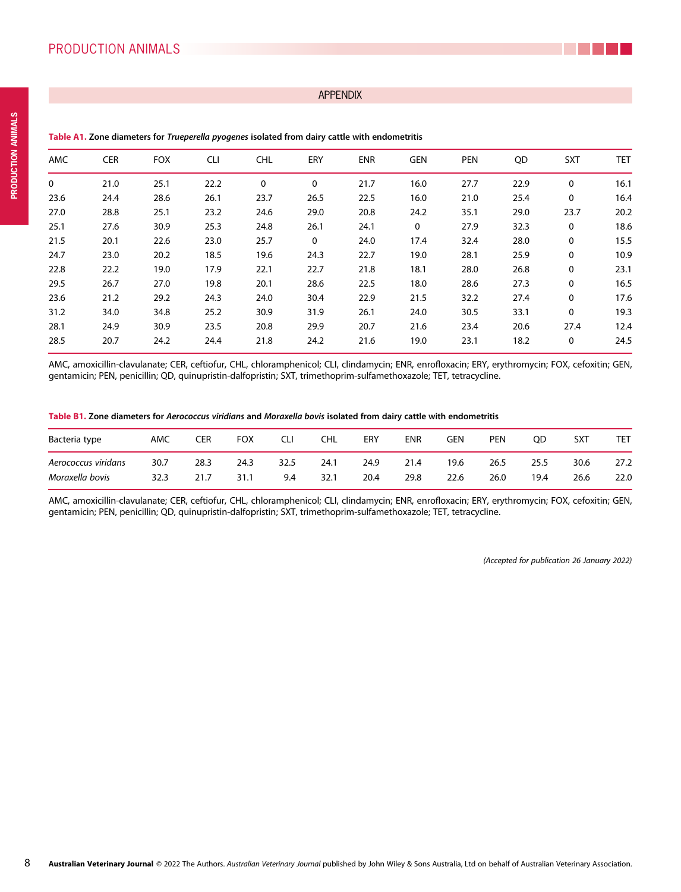## APPENDIX

**Table A1.** Zone diameters for *Trueperella pyogenes* isolated from dairy cattle with endometritis

| AMC | CER | FOX | CLI | CHL | ERY | ENR | GEN | PEN | QD | SXT | TET |
|---|---|---|---|---|---|---|---|---|---|---|---|
| 0 | 21.0 | 25.1 | 22.2 | 0 | 0 | 21.7 | 16.0 | 27.7 | 22.9 | 0 | 16.1 |
| 23.6 | 24.4 | 28.6 | 26.1 | 23.7 | 26.5 | 22.5 | 16.0 | 21.0 | 25.4 | 0 | 16.4 |
| 27.0 | 28.8 | 25.1 | 23.2 | 24.6 | 29.0 | 20.8 | 24.2 | 35.1 | 29.0 | 23.7 | 20.2 |
| 25.1 | 27.6 | 30.9 | 25.3 | 24.8 | 26.1 | 24.1 | 0 | 27.9 | 32.3 | 0 | 18.6 |
| 21.5 | 20.1 | 22.6 | 23.0 | 25.7 | 0 | 24.0 | 17.4 | 32.4 | 28.0 | 0 | 15.5 |
| 24.7 | 23.0 | 20.2 | 18.5 | 19.6 | 24.3 | 22.7 | 19.0 | 28.1 | 25.9 | 0 | 10.9 |
| 22.8 | 22.2 | 19.0 | 17.9 | 22.1 | 22.7 | 21.8 | 18.1 | 28.0 | 26.8 | 0 | 23.1 |
| 29.5 | 26.7 | 27.0 | 19.8 | 20.1 | 28.6 | 22.5 | 18.0 | 28.6 | 27.3 | 0 | 16.5 |
| 23.6 | 21.2 | 29.2 | 24.3 | 24.0 | 30.4 | 22.9 | 21.5 | 32.2 | 27.4 | 0 | 17.6 |
| 31.2 | 34.0 | 34.8 | 25.2 | 30.9 | 31.9 | 26.1 | 24.0 | 30.5 | 33.1 | 0 | 19.3 |
| 28.1 | 24.9 | 30.9 | 23.5 | 20.8 | 29.9 | 20.7 | 21.6 | 23.4 | 20.6 | 27.4 | 12.4 |
| 28.5 | 20.7 | 24.2 | 24.4 | 21.8 | 24.2 | 21.6 | 19.0 | 23.1 | 18.2 | 0 | 24.5 |

AMC, amoxicillin-clavulanate; CER, ceftiofur, CHL, chloramphenicol; CLI, clindamycin; ENR, enrofloxacin; ERY, erythromycin; FOX, cefoxitin; GEN, gentamicin; PEN, penicillin; QD, quinupristin-dalfopristin; SXT, trimethoprim-sulfamethoxazole; TET, tetracycline.

**Table B1.** Zone diameters for *Aerococcus viridians* and *Moraxella bovis* isolated from dairy cattle with endometritis

| Bacteria type | AMC | CER | FOX | CLI | CHL | ERY | ENR | GEN | PEN | QD | SXT | TET |
|---|---|---|---|---|---|---|---|---|---|---|---|---|
| *Aerococcus viridans* | 30.7 | 28.3 | 24.3 | 32.5 | 24.1 | 24.9 | 21.4 | 19.6 | 26.5 | 25.5 | 30.6 | 27.2 |
| *Moraxella bovis* | 32.3 | 21.7 | 31.1 | 9.4 | 32.1 | 20.4 | 29.8 | 22.6 | 26.0 | 19.4 | 26.6 | 22.0 |

AMC, amoxicillin-clavulanate; CER, ceftiofur, CHL, chloramphenicol; CLI, clindamycin; ENR, enrofloxacin; ERY, erythromycin; FOX, cefoxitin; GEN, gentamicin; PEN, penicillin; QD, quinupristin-dalfopristin; SXT, trimethoprim-sulfamethoxazole; TET, tetracycline.

*(Accepted for publication 26 January 2022)*